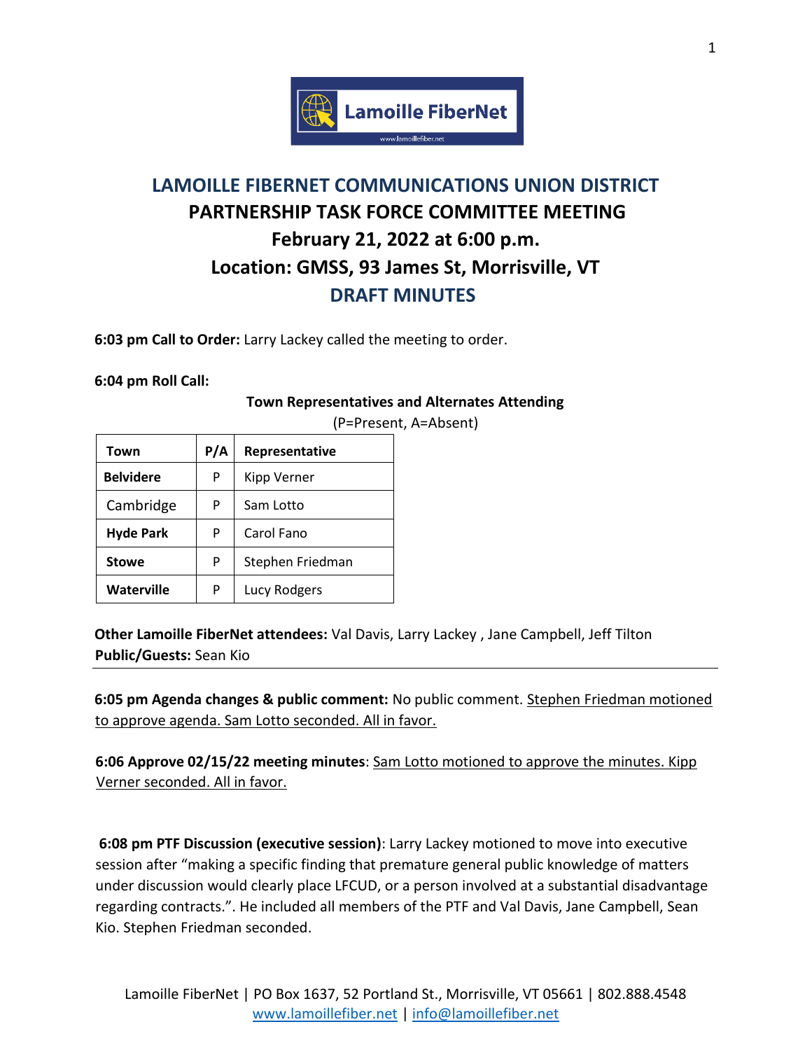# LAMOILLE FIBERNET COMMUNICATIONS UNION DISTRICT
## PARTNERSHIP TASK FORCE COMMITTEE MEETING
## February 21, 2022 at 6:00 p.m.
## Location: GMSS, 93 James St, Morrisville, VT
## DRAFT MINUTES

**6:03 pm Call to Order:** Larry Lackey called the meeting to order.

**6:04 pm Roll Call:**

**Town Representatives and Alternates Attending**

(P=Present, A=Absent)

| Town | P/A | Representative |
|---|---|---|
| **Belvidere** | P | Kipp Verner |
| Cambridge | P | Sam Lotto |
| **Hyde Park** | P | Carol Fano |
| **Stowe** | P | Stephen Friedman |
| **Waterville** | P | Lucy Rodgers |

**Other Lamoille FiberNet attendees:** Val Davis, Larry Lackey , Jane Campbell, Jeff Tilton
**Public/Guests:** Sean Kio

---

**6:05 pm Agenda changes & public comment:** No public comment. Stephen Friedman motioned to approve agenda. Sam Lotto seconded. All in favor.

**6:06 Approve 02/15/22 meeting minutes**: Sam Lotto motioned to approve the minutes. Kipp Verner seconded. All in favor.

**6:08 pm PTF Discussion (executive session)**: Larry Lackey motioned to move into executive session after "making a specific finding that premature general public knowledge of matters under discussion would clearly place LFCUD, or a person involved at a substantial disadvantage regarding contracts.". He included all members of the PTF and Val Davis, Jane Campbell, Sean Kio. Stephen Friedman seconded.

Lamoille FiberNet | PO Box 1637, 52 Portland St., Morrisville, VT 05661 | 802.888.4548
www.lamoillefiber.net | info@lamoillefiber.net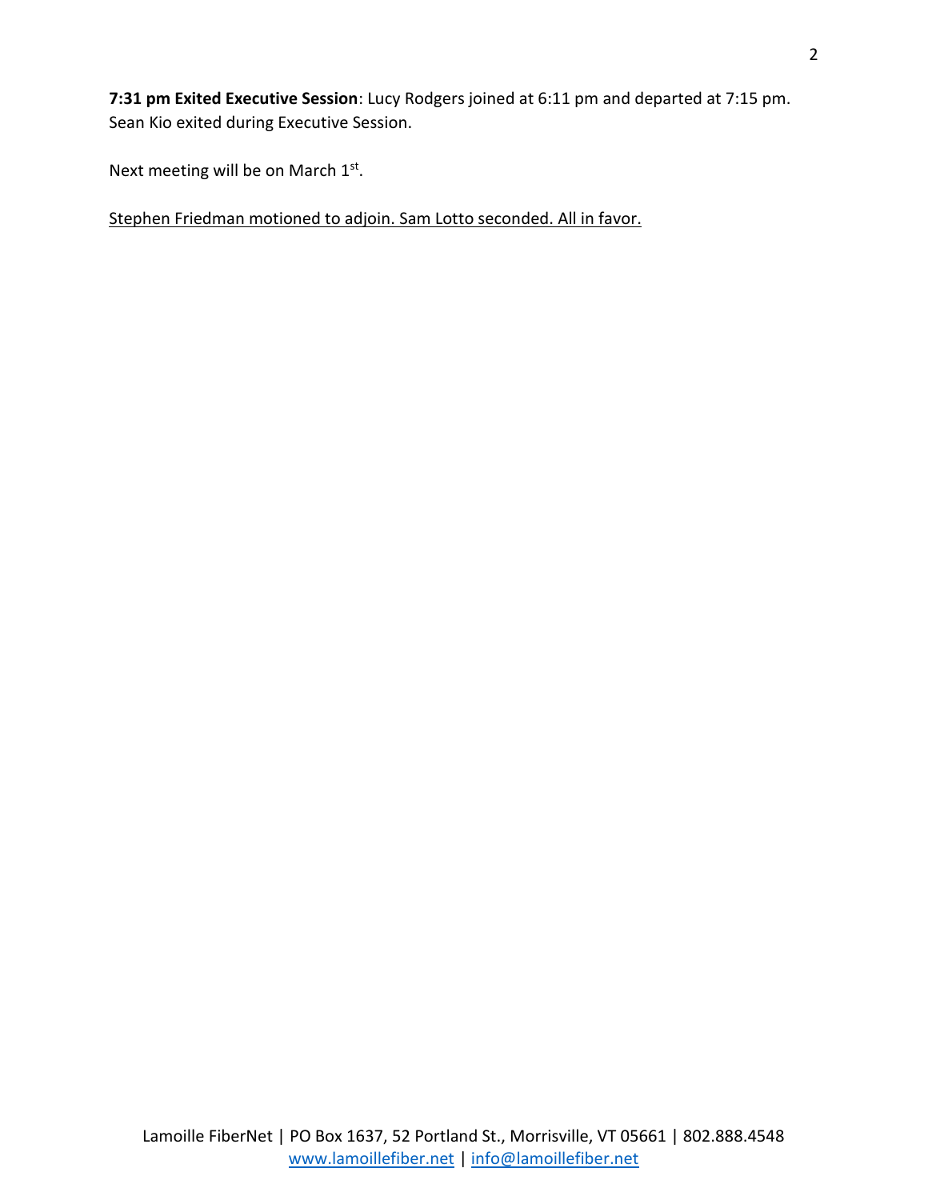**7:31 pm Exited Executive Session**: Lucy Rodgers joined at 6:11 pm and departed at 7:15 pm. Sean Kio exited during Executive Session.

Next meeting will be on March 1st.

Stephen Friedman motioned to adjoin. Sam Lotto seconded. All in favor.

Lamoille FiberNet | PO Box 1637, 52 Portland St., Morrisville, VT 05661 | 802.888.4548
www.lamoillefiber.net | info@lamoillefiber.net